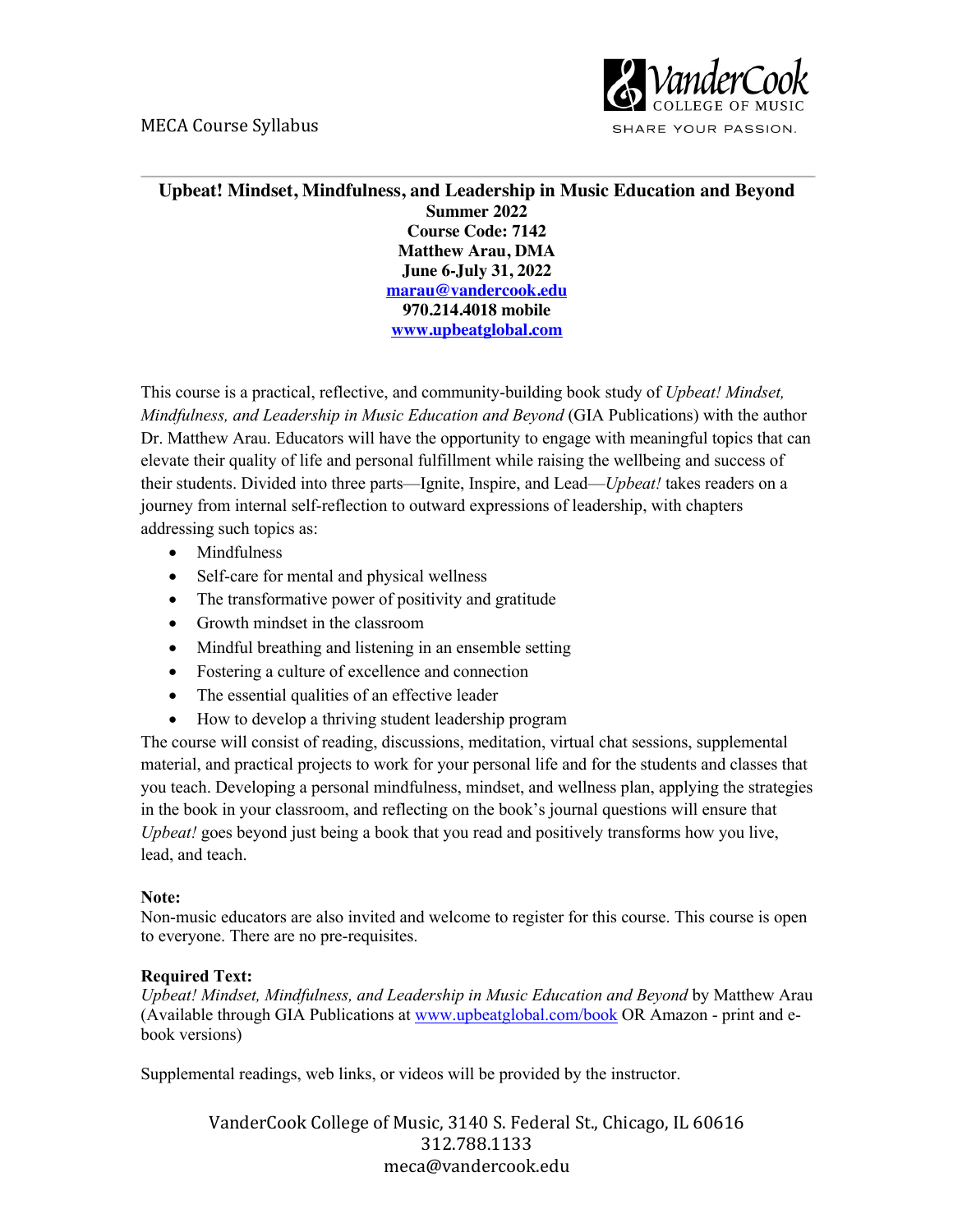MECA Course Syllabus

VanderCook COLLEGE OF MUSIC
SHARE YOUR PASSION.

# Upbeat! Mindset, Mindfulness, and Leadership in Music Education and Beyond

**Summer 2022**
**Course Code: 7142**
**Matthew Arau, DMA**
**June 6-July 31, 2022**
**marau@vandercook.edu**
**970.214.4018 mobile**
**www.upbeatglobal.com**

This course is a practical, reflective, and community-building book study of *Upbeat! Mindset, Mindfulness, and Leadership in Music Education and Beyond* (GIA Publications) with the author Dr. Matthew Arau. Educators will have the opportunity to engage with meaningful topics that can elevate their quality of life and personal fulfillment while raising the wellbeing and success of their students. Divided into three parts—Ignite, Inspire, and Lead—*Upbeat!* takes readers on a journey from internal self-reflection to outward expressions of leadership, with chapters addressing such topics as:

- Mindfulness
- Self-care for mental and physical wellness
- The transformative power of positivity and gratitude
- Growth mindset in the classroom
- Mindful breathing and listening in an ensemble setting
- Fostering a culture of excellence and connection
- The essential qualities of an effective leader
- How to develop a thriving student leadership program

The course will consist of reading, discussions, meditation, virtual chat sessions, supplemental material, and practical projects to work for your personal life and for the students and classes that you teach. Developing a personal mindfulness, mindset, and wellness plan, applying the strategies in the book in your classroom, and reflecting on the book's journal questions will ensure that *Upbeat!* goes beyond just being a book that you read and positively transforms how you live, lead, and teach.

**Note:**
Non-music educators are also invited and welcome to register for this course. This course is open to everyone. There are no pre-requisites.

**Required Text:**
*Upbeat! Mindset, Mindfulness, and Leadership in Music Education and Beyond* by Matthew Arau (Available through GIA Publications at www.upbeatglobal.com/book OR Amazon - print and e-book versions)

Supplemental readings, web links, or videos will be provided by the instructor.

VanderCook College of Music, 3140 S. Federal St., Chicago, IL 60616
312.788.1133
meca@vandercook.edu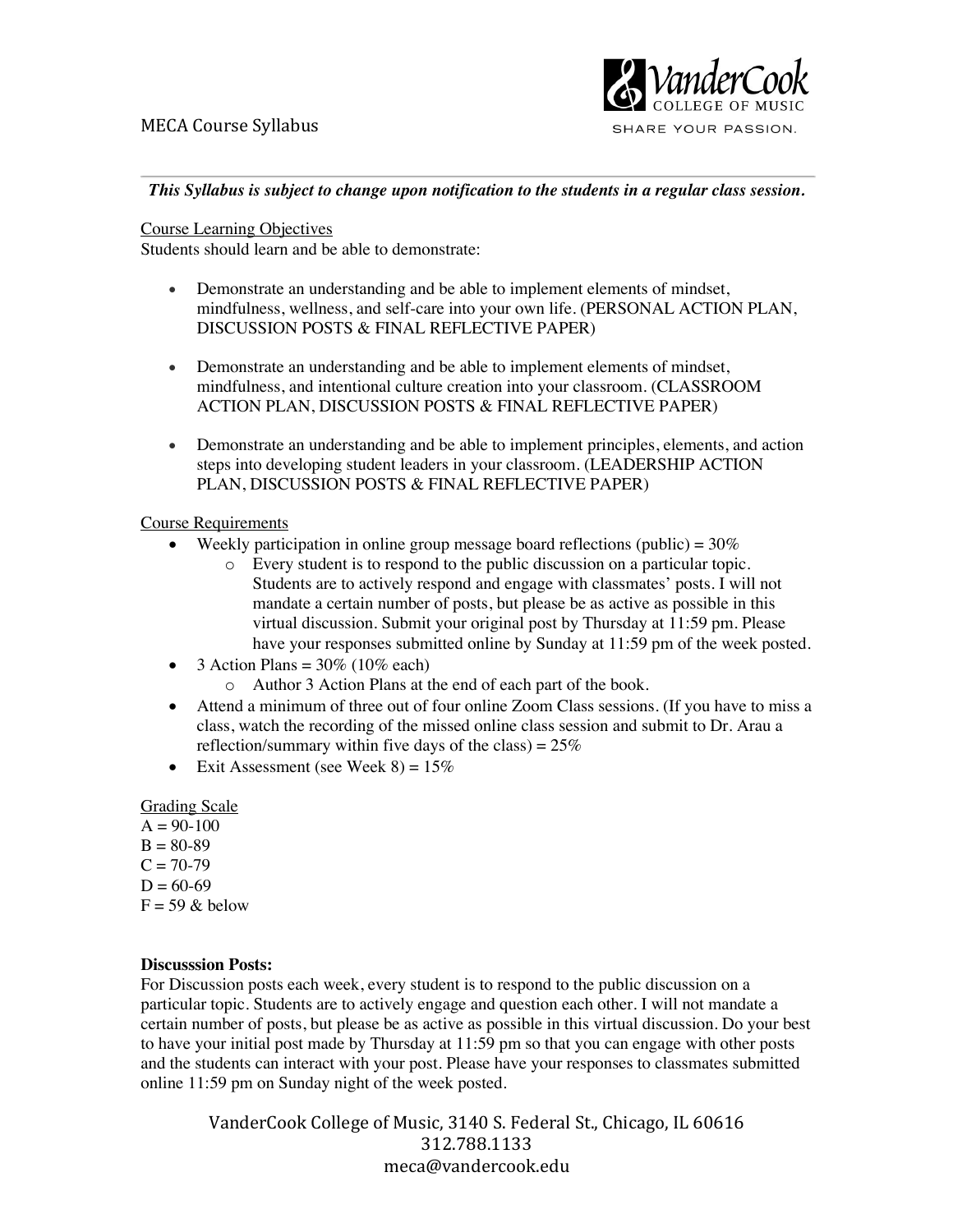MECA Course Syllabus

***This Syllabus is subject to change upon notification to the students in a regular class session.***

Course Learning Objectives

Students should learn and be able to demonstrate:

- Demonstrate an understanding and be able to implement elements of mindset, mindfulness, wellness, and self-care into your own life. (PERSONAL ACTION PLAN, DISCUSSION POSTS & FINAL REFLECTIVE PAPER)
- Demonstrate an understanding and be able to implement elements of mindset, mindfulness, and intentional culture creation into your classroom. (CLASSROOM ACTION PLAN, DISCUSSION POSTS & FINAL REFLECTIVE PAPER)
- Demonstrate an understanding and be able to implement principles, elements, and action steps into developing student leaders in your classroom. (LEADERSHIP ACTION PLAN, DISCUSSION POSTS & FINAL REFLECTIVE PAPER)

Course Requirements

- Weekly participation in online group message board reflections (public) = 30%
  - Every student is to respond to the public discussion on a particular topic. Students are to actively respond and engage with classmates' posts. I will not mandate a certain number of posts, but please be as active as possible in this virtual discussion. Submit your original post by Thursday at 11:59 pm. Please have your responses submitted online by Sunday at 11:59 pm of the week posted.
- 3 Action Plans = 30% (10% each)
  - Author 3 Action Plans at the end of each part of the book.
- Attend a minimum of three out of four online Zoom Class sessions. (If you have to miss a class, watch the recording of the missed online class session and submit to Dr. Arau a reflection/summary within five days of the class) = 25%
- Exit Assessment (see Week 8) = 15%

Grading Scale

A = 90-100
B = 80-89
C = 70-79
D = 60-69
F = 59 & below

**Discusssion Posts:**

For Discussion posts each week, every student is to respond to the public discussion on a particular topic. Students are to actively engage and question each other. I will not mandate a certain number of posts, but please be as active as possible in this virtual discussion. Do your best to have your initial post made by Thursday at 11:59 pm so that you can engage with other posts and the students can interact with your post. Please have your responses to classmates submitted online 11:59 pm on Sunday night of the week posted.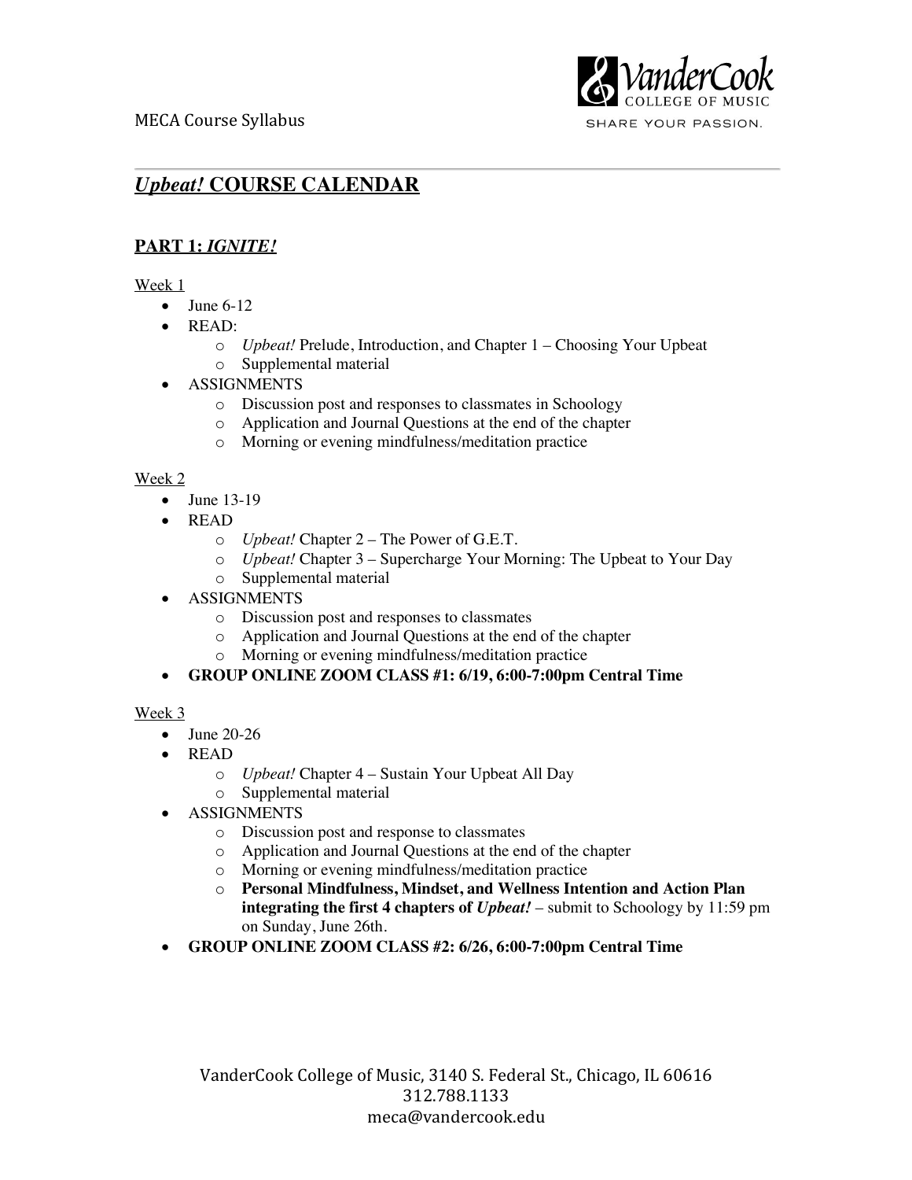## *Upbeat!* COURSE CALENDAR

### PART 1: *IGNITE!*

Week 1

- June 6-12
- READ:
    - *Upbeat!* Prelude, Introduction, and Chapter 1 – Choosing Your Upbeat
    - Supplemental material
- ASSIGNMENTS
    - Discussion post and responses to classmates in Schoology
    - Application and Journal Questions at the end of the chapter
    - Morning or evening mindfulness/meditation practice

Week 2

- June 13-19
- READ
    - *Upbeat!* Chapter 2 – The Power of G.E.T.
    - *Upbeat!* Chapter 3 – Supercharge Your Morning: The Upbeat to Your Day
    - Supplemental material
- ASSIGNMENTS
    - Discussion post and responses to classmates
    - Application and Journal Questions at the end of the chapter
    - Morning or evening mindfulness/meditation practice
- **GROUP ONLINE ZOOM CLASS #1: 6/19, 6:00-7:00pm Central Time**

Week 3

- June 20-26
- READ
    - *Upbeat!* Chapter 4 – Sustain Your Upbeat All Day
    - Supplemental material
- ASSIGNMENTS
    - Discussion post and response to classmates
    - Application and Journal Questions at the end of the chapter
    - Morning or evening mindfulness/meditation practice
    - **Personal Mindfulness, Mindset, and Wellness Intention and Action Plan integrating the first 4 chapters of *Upbeat!*** – submit to Schoology by 11:59 pm on Sunday, June 26th.
- **GROUP ONLINE ZOOM CLASS #2: 6/26, 6:00-7:00pm Central Time**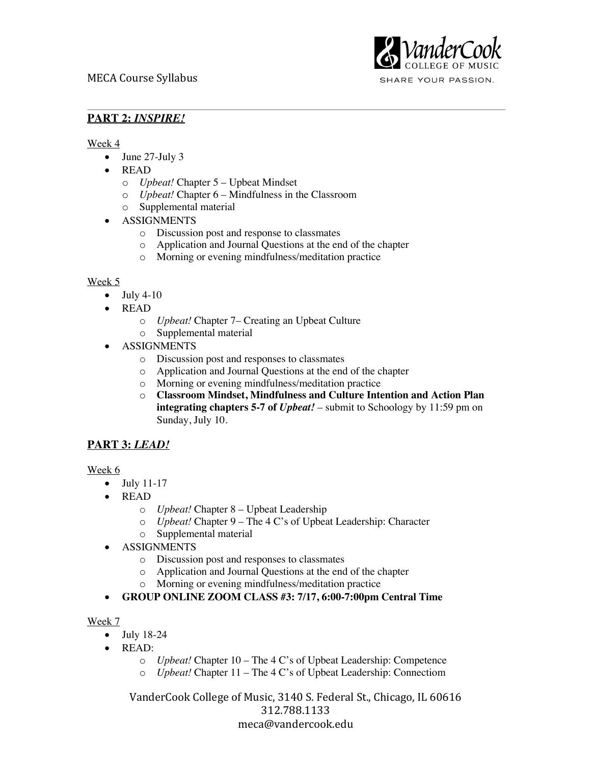## PART 2: *INSPIRE!*

Week 4

- June 27-July 3
- READ
  - *Upbeat!* Chapter 5 – Upbeat Mindset
  - *Upbeat!* Chapter 6 – Mindfulness in the Classroom
  - Supplemental material
- ASSIGNMENTS
  - Discussion post and response to classmates
  - Application and Journal Questions at the end of the chapter
  - Morning or evening mindfulness/meditation practice

Week 5

- July 4-10
- READ
  - *Upbeat!* Chapter 7– Creating an Upbeat Culture
  - Supplemental material
- ASSIGNMENTS
  - Discussion post and responses to classmates
  - Application and Journal Questions at the end of the chapter
  - Morning or evening mindfulness/meditation practice
  - **Classroom Mindset, Mindfulness and Culture Intention and Action Plan integrating chapters 5-7 of *Upbeat!*** – submit to Schoology by 11:59 pm on Sunday, July 10.

## PART 3: *LEAD!*

Week 6

- July 11-17
- READ
  - *Upbeat!* Chapter 8 – Upbeat Leadership
  - *Upbeat!* Chapter 9 – The 4 C's of Upbeat Leadership: Character
  - Supplemental material
- ASSIGNMENTS
  - Discussion post and responses to classmates
  - Application and Journal Questions at the end of the chapter
  - Morning or evening mindfulness/meditation practice
- **GROUP ONLINE ZOOM CLASS #3: 7/17, 6:00-7:00pm Central Time**

Week 7

- July 18-24
- READ:
  - *Upbeat!* Chapter 10 – The 4 C's of Upbeat Leadership: Competence
  - *Upbeat!* Chapter 11 – The 4 C's of Upbeat Leadership: Connectiom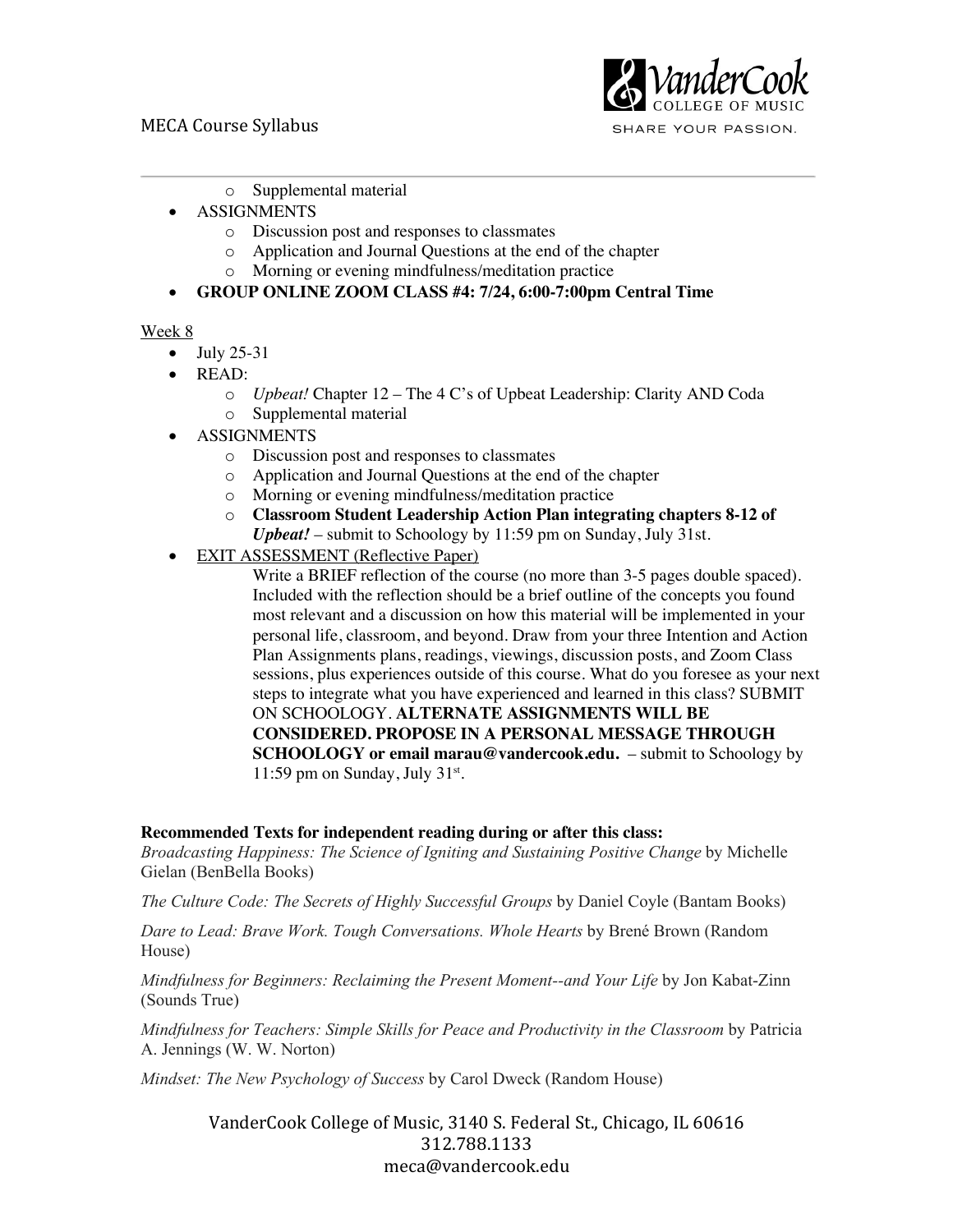- Supplemental material
- ASSIGNMENTS
  - Discussion post and responses to classmates
  - Application and Journal Questions at the end of the chapter
  - Morning or evening mindfulness/meditation practice
- **GROUP ONLINE ZOOM CLASS #4: 7/24, 6:00-7:00pm Central Time**

Week 8

- July 25-31
- READ:
  - *Upbeat!* Chapter 12 – The 4 C's of Upbeat Leadership: Clarity AND Coda
  - Supplemental material
- ASSIGNMENTS
  - Discussion post and responses to classmates
  - Application and Journal Questions at the end of the chapter
  - Morning or evening mindfulness/meditation practice
  - **Classroom Student Leadership Action Plan integrating chapters 8-12 of *Upbeat!*** – submit to Schoology by 11:59 pm on Sunday, July 31st.
- EXIT ASSESSMENT (Reflective Paper)

  Write a BRIEF reflection of the course (no more than 3-5 pages double spaced). Included with the reflection should be a brief outline of the concepts you found most relevant and a discussion on how this material will be implemented in your personal life, classroom, and beyond. Draw from your three Intention and Action Plan Assignments plans, readings, viewings, discussion posts, and Zoom Class sessions, plus experiences outside of this course. What do you foresee as your next steps to integrate what you have experienced and learned in this class? SUBMIT ON SCHOOLOGY. **ALTERNATE ASSIGNMENTS WILL BE CONSIDERED. PROPOSE IN A PERSONAL MESSAGE THROUGH SCHOOLOGY or email marau@vandercook.edu.** – submit to Schoology by 11:59 pm on Sunday, July 31st.

**Recommended Texts for independent reading during or after this class:**

*Broadcasting Happiness: The Science of Igniting and Sustaining Positive Change* by Michelle Gielan (BenBella Books)

*The Culture Code: The Secrets of Highly Successful Groups* by Daniel Coyle (Bantam Books)

*Dare to Lead: Brave Work. Tough Conversations. Whole Hearts* by Brené Brown (Random House)

*Mindfulness for Beginners: Reclaiming the Present Moment--and Your Life* by Jon Kabat-Zinn (Sounds True)

*Mindfulness for Teachers: Simple Skills for Peace and Productivity in the Classroom* by Patricia A. Jennings (W. W. Norton)

*Mindset: The New Psychology of Success* by Carol Dweck (Random House)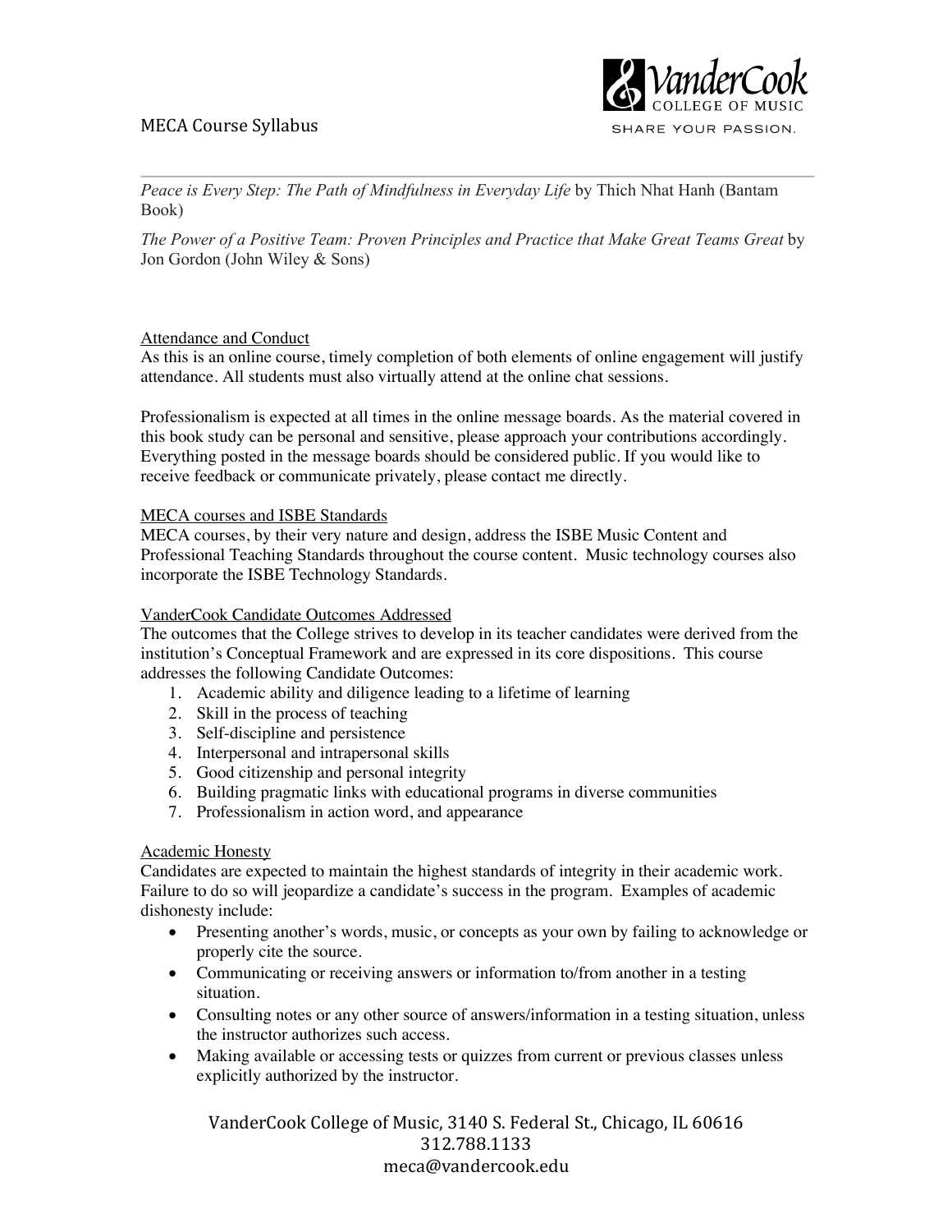*Peace is Every Step: The Path of Mindfulness in Everyday Life* by Thich Nhat Hanh (Bantam Book)

*The Power of a Positive Team: Proven Principles and Practice that Make Great Teams Great* by Jon Gordon (John Wiley & Sons)

Attendance and Conduct

As this is an online course, timely completion of both elements of online engagement will justify attendance. All students must also virtually attend at the online chat sessions.

Professionalism is expected at all times in the online message boards. As the material covered in this book study can be personal and sensitive, please approach your contributions accordingly. Everything posted in the message boards should be considered public. If you would like to receive feedback or communicate privately, please contact me directly.

MECA courses and ISBE Standards

MECA courses, by their very nature and design, address the ISBE Music Content and Professional Teaching Standards throughout the course content. Music technology courses also incorporate the ISBE Technology Standards.

VanderCook Candidate Outcomes Addressed

The outcomes that the College strives to develop in its teacher candidates were derived from the institution's Conceptual Framework and are expressed in its core dispositions. This course addresses the following Candidate Outcomes:

1. Academic ability and diligence leading to a lifetime of learning
2. Skill in the process of teaching
3. Self-discipline and persistence
4. Interpersonal and intrapersonal skills
5. Good citizenship and personal integrity
6. Building pragmatic links with educational programs in diverse communities
7. Professionalism in action word, and appearance

Academic Honesty

Candidates are expected to maintain the highest standards of integrity in their academic work. Failure to do so will jeopardize a candidate's success in the program. Examples of academic dishonesty include:

- Presenting another's words, music, or concepts as your own by failing to acknowledge or properly cite the source.
- Communicating or receiving answers or information to/from another in a testing situation.
- Consulting notes or any other source of answers/information in a testing situation, unless the instructor authorizes such access.
- Making available or accessing tests or quizzes from current or previous classes unless explicitly authorized by the instructor.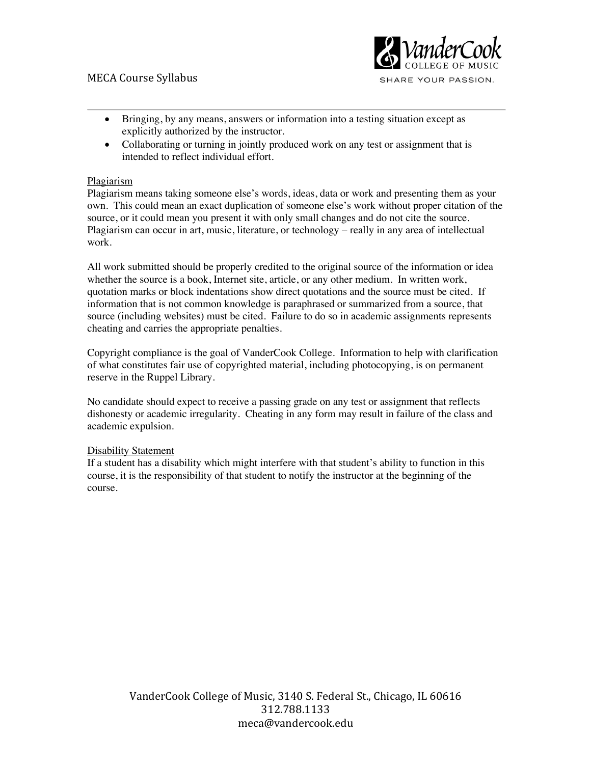- Bringing, by any means, answers or information into a testing situation except as explicitly authorized by the instructor.
- Collaborating or turning in jointly produced work on any test or assignment that is intended to reflect individual effort.

Plagiarism

Plagiarism means taking someone else's words, ideas, data or work and presenting them as your own. This could mean an exact duplication of someone else's work without proper citation of the source, or it could mean you present it with only small changes and do not cite the source. Plagiarism can occur in art, music, literature, or technology – really in any area of intellectual work.

All work submitted should be properly credited to the original source of the information or idea whether the source is a book, Internet site, article, or any other medium. In written work, quotation marks or block indentations show direct quotations and the source must be cited. If information that is not common knowledge is paraphrased or summarized from a source, that source (including websites) must be cited. Failure to do so in academic assignments represents cheating and carries the appropriate penalties.

Copyright compliance is the goal of VanderCook College. Information to help with clarification of what constitutes fair use of copyrighted material, including photocopying, is on permanent reserve in the Ruppel Library.

No candidate should expect to receive a passing grade on any test or assignment that reflects dishonesty or academic irregularity. Cheating in any form may result in failure of the class and academic expulsion.

Disability Statement

If a student has a disability which might interfere with that student's ability to function in this course, it is the responsibility of that student to notify the instructor at the beginning of the course.